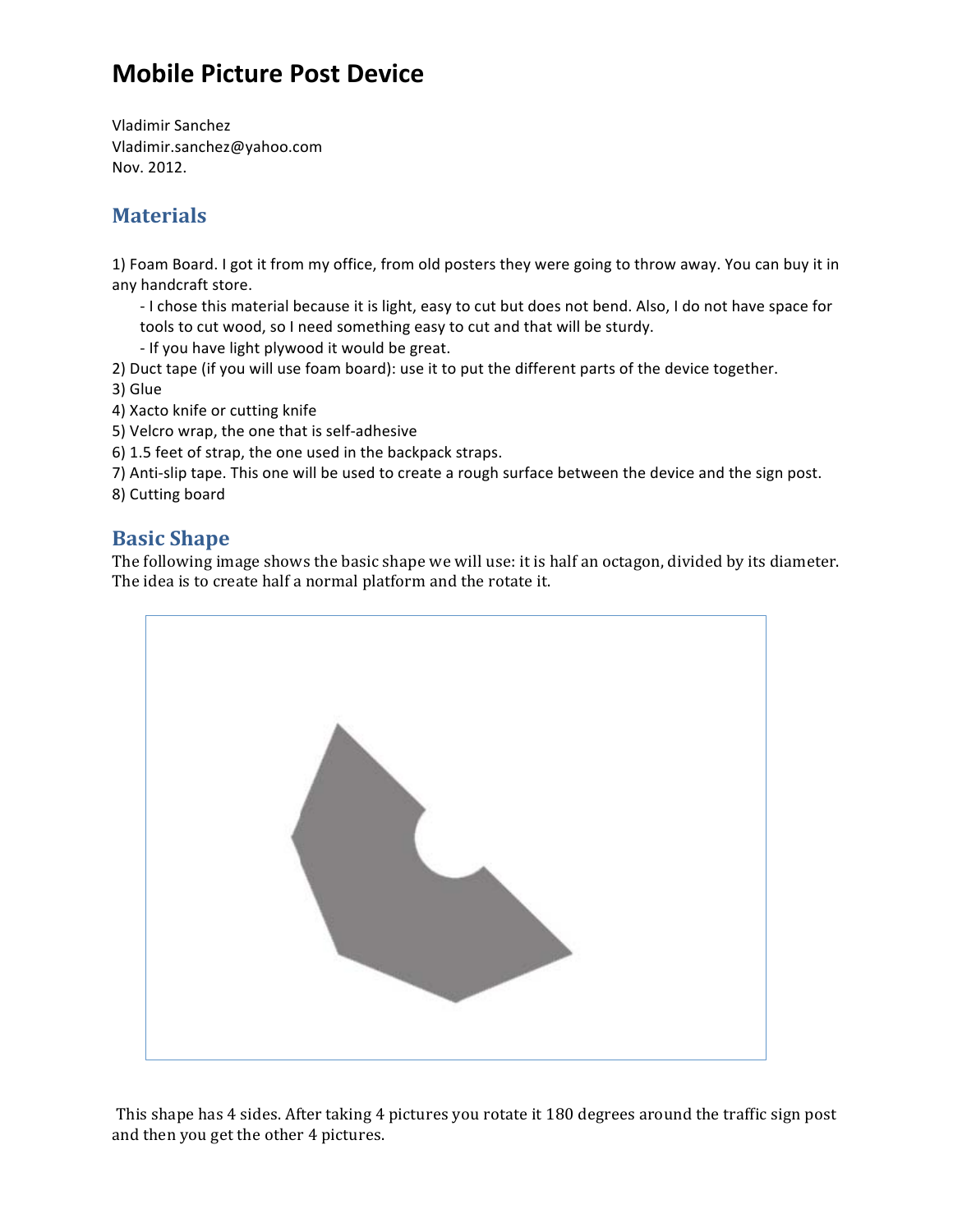# Mobile Picture Post Device

Vladimir Sanchez
Vladimir.sanchez@yahoo.com
Nov. 2012.

## Materials

1) Foam Board. I got it from my office, from old posters they were going to throw away. You can buy it in any handcraft store.
   - I chose this material because it is light, easy to cut but does not bend. Also, I do not have space for tools to cut wood, so I need something easy to cut and that will be sturdy.
   - If you have light plywood it would be great.
2) Duct tape (if you will use foam board): use it to put the different parts of the device together.
3) Glue
4) Xacto knife or cutting knife
5) Velcro wrap, the one that is self-adhesive
6) 1.5 feet of strap, the one used in the backpack straps.
7) Anti-slip tape. This one will be used to create a rough surface between the device and the sign post.
8) Cutting board

## Basic Shape

The following image shows the basic shape we will use: it is half an octagon, divided by its diameter. The idea is to create half a normal platform and the rotate it.

This shape has 4 sides. After taking 4 pictures you rotate it 180 degrees around the traffic sign post and then you get the other 4 pictures.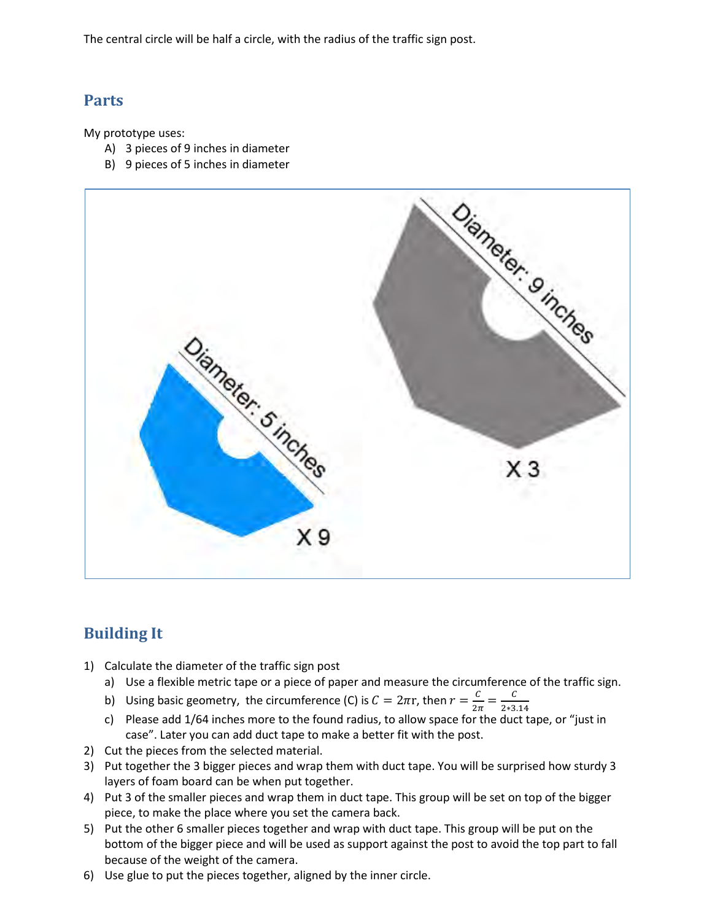The central circle will be half a circle, with the radius of the traffic sign post.

## Parts

My prototype uses:

A) 3 pieces of 9 inches in diameter
B) 9 pieces of 5 inches in diameter

## Building It

1) Calculate the diameter of the traffic sign post
   a) Use a flexible metric tape or a piece of paper and measure the circumference of the traffic sign.
   b) Using basic geometry, the circumference (C) is $C = 2\pi r$, then $r = \frac{C}{2\pi} = \frac{C}{2*3.14}$
   c) Please add 1/64 inches more to the found radius, to allow space for the duct tape, or "just in case". Later you can add duct tape to make a better fit with the post.
2) Cut the pieces from the selected material.
3) Put together the 3 bigger pieces and wrap them with duct tape. You will be surprised how sturdy 3 layers of foam board can be when put together.
4) Put 3 of the smaller pieces and wrap them in duct tape. This group will be set on top of the bigger piece, to make the place where you set the camera back.
5) Put the other 6 smaller pieces together and wrap with duct tape. This group will be put on the bottom of the bigger piece and will be used as support against the post to avoid the top part to fall because of the weight of the camera.
6) Use glue to put the pieces together, aligned by the inner circle.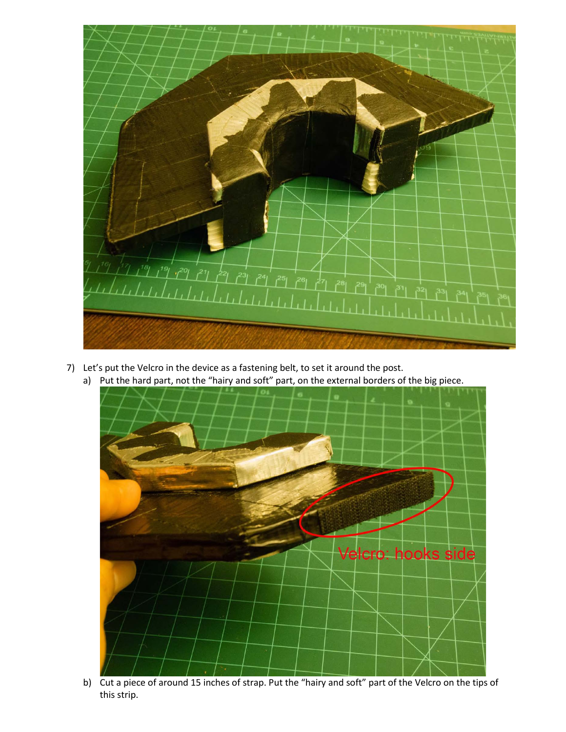7) Let's put the Velcro in the device as a fastening belt, to set it around the post.
   a) Put the hard part, not the "hairy and soft" part, on the external borders of the big piece.
   b) Cut a piece of around 15 inches of strap. Put the "hairy and soft" part of the Velcro on the tips of this strip.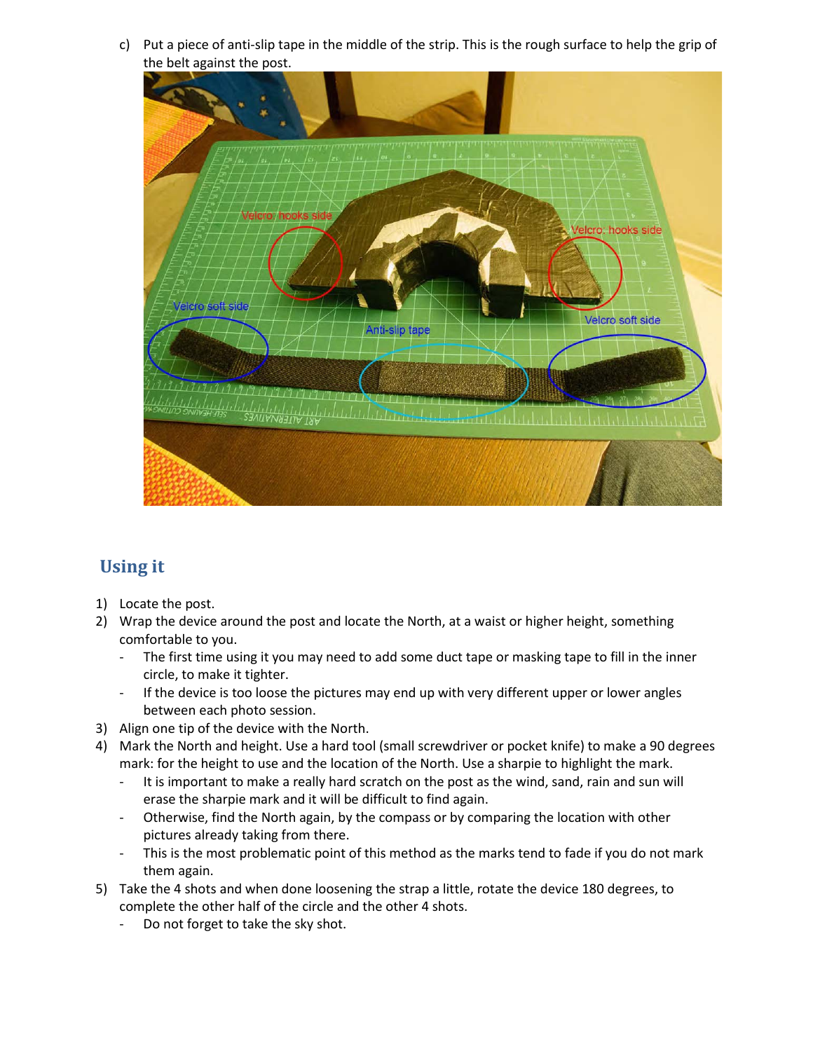c) Put a piece of anti-slip tape in the middle of the strip. This is the rough surface to help the grip of the belt against the post.

## Using it

1) Locate the post.
2) Wrap the device around the post and locate the North, at a waist or higher height, something comfortable to you.
   - The first time using it you may need to add some duct tape or masking tape to fill in the inner circle, to make it tighter.
   - If the device is too loose the pictures may end up with very different upper or lower angles between each photo session.
3) Align one tip of the device with the North.
4) Mark the North and height. Use a hard tool (small screwdriver or pocket knife) to make a 90 degrees mark: for the height to use and the location of the North. Use a sharpie to highlight the mark.
   - It is important to make a really hard scratch on the post as the wind, sand, rain and sun will erase the sharpie mark and it will be difficult to find again.
   - Otherwise, find the North again, by the compass or by comparing the location with other pictures already taking from there.
   - This is the most problematic point of this method as the marks tend to fade if you do not mark them again.
5) Take the 4 shots and when done loosening the strap a little, rotate the device 180 degrees, to complete the other half of the circle and the other 4 shots.
   - Do not forget to take the sky shot.